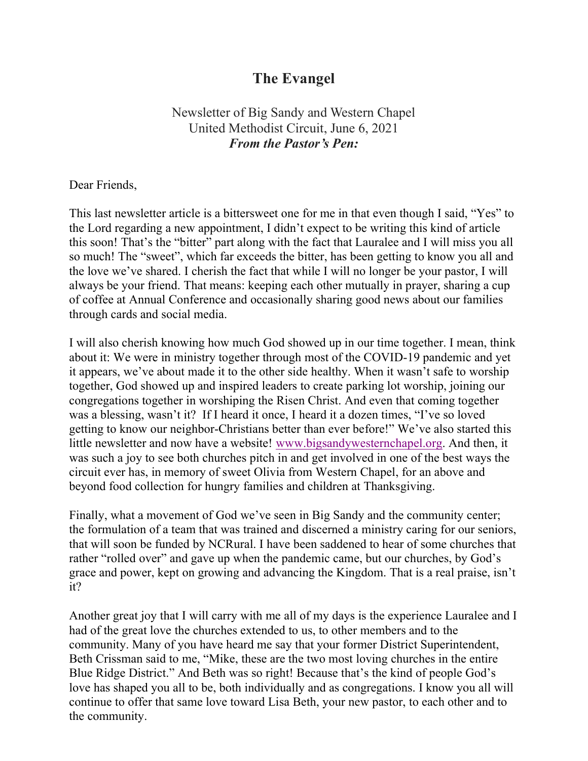# The Evangel

Newsletter of Big Sandy and Western Chapel
United Methodist Circuit, June 6, 2021
***From the Pastor's Pen:***

Dear Friends,

This last newsletter article is a bittersweet one for me in that even though I said, "Yes" to the Lord regarding a new appointment, I didn't expect to be writing this kind of article this soon! That's the "bitter" part along with the fact that Lauralee and I will miss you all so much! The "sweet", which far exceeds the bitter, has been getting to know you all and the love we've shared. I cherish the fact that while I will no longer be your pastor, I will always be your friend. That means: keeping each other mutually in prayer, sharing a cup of coffee at Annual Conference and occasionally sharing good news about our families through cards and social media.

I will also cherish knowing how much God showed up in our time together. I mean, think about it: We were in ministry together through most of the COVID-19 pandemic and yet it appears, we've about made it to the other side healthy. When it wasn't safe to worship together, God showed up and inspired leaders to create parking lot worship, joining our congregations together in worshiping the Risen Christ. And even that coming together was a blessing, wasn't it? If I heard it once, I heard it a dozen times, "I've so loved getting to know our neighbor-Christians better than ever before!" We've also started this little newsletter and now have a website! [www.bigsandywesternchapel.org](http://www.bigsandywesternchapel.org). And then, it was such a joy to see both churches pitch in and get involved in one of the best ways the circuit ever has, in memory of sweet Olivia from Western Chapel, for an above and beyond food collection for hungry families and children at Thanksgiving.

Finally, what a movement of God we've seen in Big Sandy and the community center; the formulation of a team that was trained and discerned a ministry caring for our seniors, that will soon be funded by NCRural. I have been saddened to hear of some churches that rather "rolled over" and gave up when the pandemic came, but our churches, by God's grace and power, kept on growing and advancing the Kingdom. That is a real praise, isn't it?

Another great joy that I will carry with me all of my days is the experience Lauralee and I had of the great love the churches extended to us, to other members and to the community. Many of you have heard me say that your former District Superintendent, Beth Crissman said to me, "Mike, these are the two most loving churches in the entire Blue Ridge District." And Beth was so right! Because that's the kind of people God's love has shaped you all to be, both individually and as congregations. I know you all will continue to offer that same love toward Lisa Beth, your new pastor, to each other and to the community.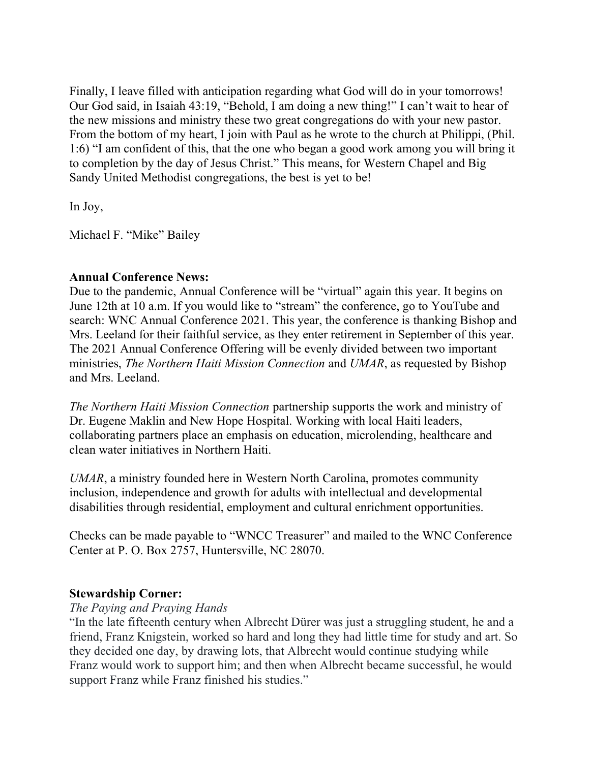Finally, I leave filled with anticipation regarding what God will do in your tomorrows! Our God said, in Isaiah 43:19, "Behold, I am doing a new thing!" I can't wait to hear of the new missions and ministry these two great congregations do with your new pastor. From the bottom of my heart, I join with Paul as he wrote to the church at Philippi, (Phil. 1:6) "I am confident of this, that the one who began a good work among you will bring it to completion by the day of Jesus Christ." This means, for Western Chapel and Big Sandy United Methodist congregations, the best is yet to be!

In Joy,

Michael F. "Mike" Bailey

**Annual Conference News:**
Due to the pandemic, Annual Conference will be "virtual" again this year. It begins on June 12th at 10 a.m. If you would like to "stream" the conference, go to YouTube and search: WNC Annual Conference 2021. This year, the conference is thanking Bishop and Mrs. Leeland for their faithful service, as they enter retirement in September of this year. The 2021 Annual Conference Offering will be evenly divided between two important ministries, *The Northern Haiti Mission Connection* and *UMAR*, as requested by Bishop and Mrs. Leeland.

*The Northern Haiti Mission Connection* partnership supports the work and ministry of Dr. Eugene Maklin and New Hope Hospital. Working with local Haiti leaders, collaborating partners place an emphasis on education, microlending, healthcare and clean water initiatives in Northern Haiti.

*UMAR*, a ministry founded here in Western North Carolina, promotes community inclusion, independence and growth for adults with intellectual and developmental disabilities through residential, employment and cultural enrichment opportunities.

Checks can be made payable to "WNCC Treasurer" and mailed to the WNC Conference Center at P. O. Box 2757, Huntersville, NC 28070.

**Stewardship Corner:**
*The Paying and Praying Hands*
"In the late fifteenth century when Albrecht Dürer was just a struggling student, he and a friend, Franz Knigstein, worked so hard and long they had little time for study and art. So they decided one day, by drawing lots, that Albrecht would continue studying while Franz would work to support him; and then when Albrecht became successful, he would support Franz while Franz finished his studies."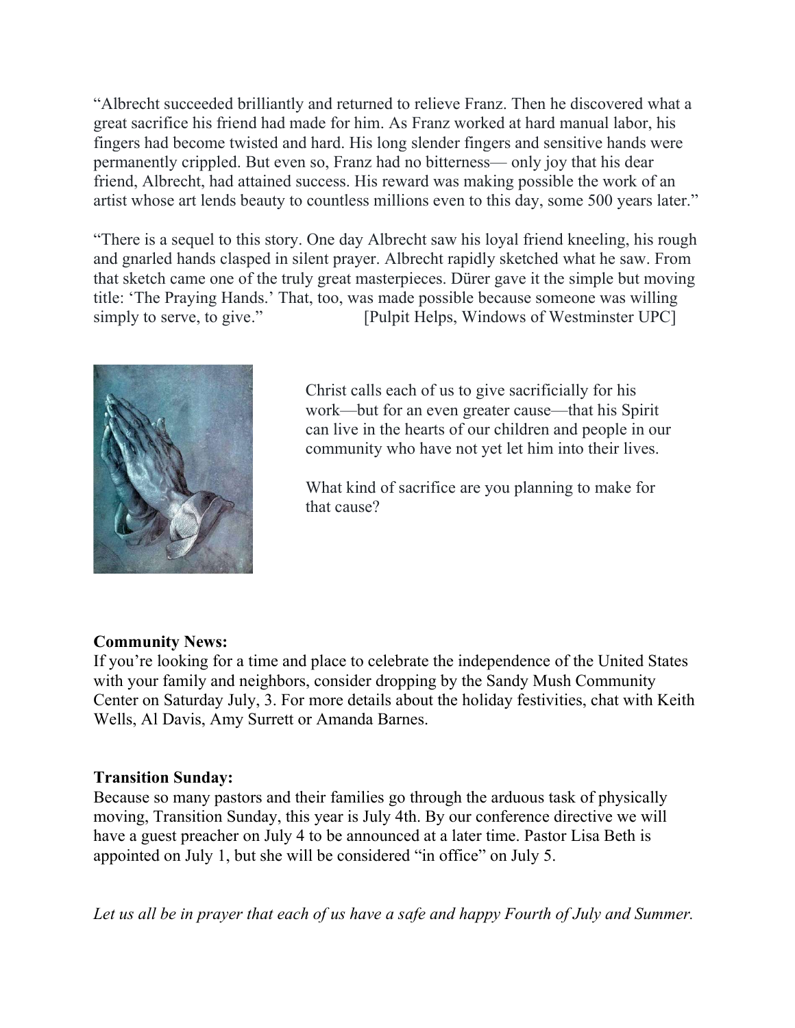"Albrecht succeeded brilliantly and returned to relieve Franz. Then he discovered what a great sacrifice his friend had made for him. As Franz worked at hard manual labor, his fingers had become twisted and hard. His long slender fingers and sensitive hands were permanently crippled. But even so, Franz had no bitterness— only joy that his dear friend, Albrecht, had attained success. His reward was making possible the work of an artist whose art lends beauty to countless millions even to this day, some 500 years later."

"There is a sequel to this story. One day Albrecht saw his loyal friend kneeling, his rough and gnarled hands clasped in silent prayer. Albrecht rapidly sketched what he saw. From that sketch came one of the truly great masterpieces. Dürer gave it the simple but moving title: 'The Praying Hands.' That, too, was made possible because someone was willing simply to serve, to give." [Pulpit Helps, Windows of Westminster UPC]

Christ calls each of us to give sacrificially for his work—but for an even greater cause—that his Spirit can live in the hearts of our children and people in our community who have not yet let him into their lives.

What kind of sacrifice are you planning to make for that cause?

**Community News:**
If you're looking for a time and place to celebrate the independence of the United States with your family and neighbors, consider dropping by the Sandy Mush Community Center on Saturday July, 3. For more details about the holiday festivities, chat with Keith Wells, Al Davis, Amy Surrett or Amanda Barnes.

**Transition Sunday:**
Because so many pastors and their families go through the arduous task of physically moving, Transition Sunday, this year is July 4th. By our conference directive we will have a guest preacher on July 4 to be announced at a later time. Pastor Lisa Beth is appointed on July 1, but she will be considered "in office" on July 5.

*Let us all be in prayer that each of us have a safe and happy Fourth of July and Summer.*